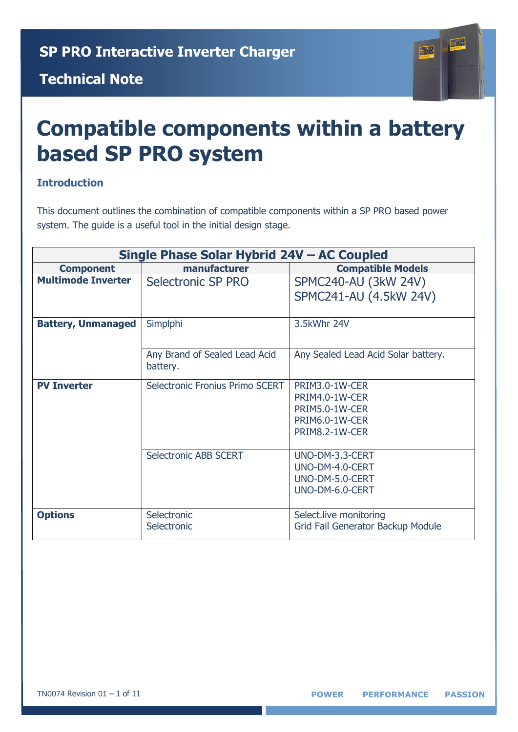SP PRO Interactive Inverter Charger

Technical Note

# Compatible components within a battery based SP PRO system

### Introduction

This document outlines the combination of compatible components within a SP PRO based power system. The guide is a useful tool in the initial design stage.

| Single Phase Solar Hybrid 24V – AC Coupled | | |
|---|---|---|
| **Component** | **manufacturer** | **Compatible Models** |
| **Multimode Inverter** | Selectronic SP PRO | SPMC240-AU (3kW 24V)<br>SPMC241-AU (4.5kW 24V) |
| **Battery, Unmanaged** | Simplphi | 3.5kWhr 24V |
| | Any Brand of Sealed Lead Acid battery. | Any Sealed Lead Acid Solar battery. |
| **PV Inverter** | Selectronic Fronius Primo SCERT | PRIM3.0-1W-CER<br>PRIM4.0-1W-CER<br>PRIM5.0-1W-CER<br>PRIM6.0-1W-CER<br>PRIM8.2-1W-CER |
| | Selectronic ABB SCERT | UNO-DM-3.3-CERT<br>UNO-DM-4.0-CERT<br>UNO-DM-5.0-CERT<br>UNO-DM-6.0-CERT |
| **Options** | Selectronic<br>Selectronic | Select.live monitoring<br>Grid Fail Generator Backup Module |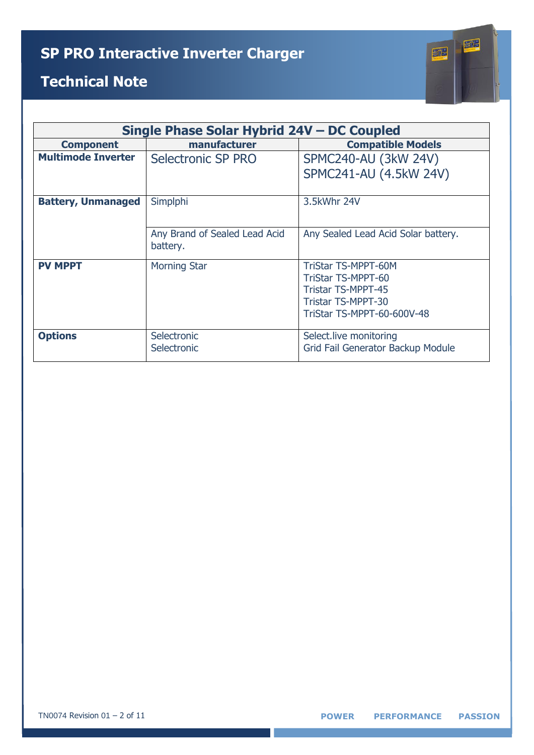# SP PRO Interactive Inverter Charger

## Technical Note

| Single Phase Solar Hybrid 24V – DC Coupled | | |
|---|---|---|
| **Component** | **manufacturer** | **Compatible Models** |
| **Multimode Inverter** | Selectronic SP PRO | SPMC240-AU (3kW 24V)<br>SPMC241-AU (4.5kW 24V) |
| **Battery, Unmanaged** | Simplphi | 3.5kWhr 24V |
| | Any Brand of Sealed Lead Acid battery. | Any Sealed Lead Acid Solar battery. |
| **PV MPPT** | Morning Star | TriStar TS-MPPT-60M<br>TriStar TS-MPPT-60<br>Tristar TS-MPPT-45<br>Tristar TS-MPPT-30<br>TriStar TS-MPPT-60-600V-48 |
| **Options** | Selectronic<br>Selectronic | Select.live monitoring<br>Grid Fail Generator Backup Module |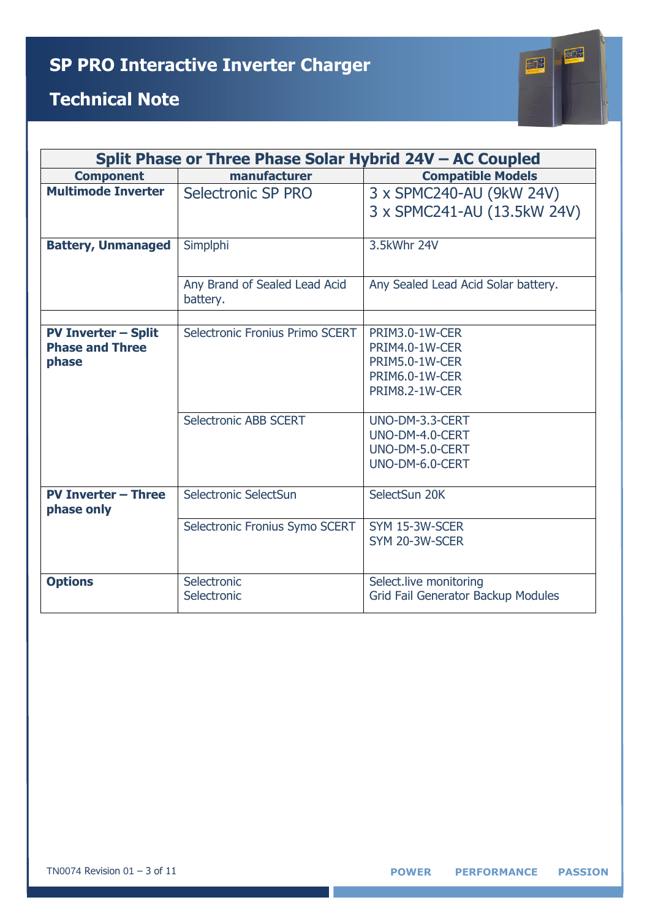| Split Phase or Three Phase Solar Hybrid 24V – AC Coupled | | |
|---|---|---|
| **Component** | **manufacturer** | **Compatible Models** |
| **Multimode Inverter** | Selectronic SP PRO | 3 x SPMC240-AU (9kW 24V)<br>3 x SPMC241-AU (13.5kW 24V) |
| **Battery, Unmanaged** | Simplphi | 3.5kWhr 24V |
| | Any Brand of Sealed Lead Acid battery. | Any Sealed Lead Acid Solar battery. |
| | | |
| **PV Inverter – Split Phase and Three phase** | Selectronic Fronius Primo SCERT | PRIM3.0-1W-CER<br>PRIM4.0-1W-CER<br>PRIM5.0-1W-CER<br>PRIM6.0-1W-CER<br>PRIM8.2-1W-CER |
| | Selectronic ABB SCERT | UNO-DM-3.3-CERT<br>UNO-DM-4.0-CERT<br>UNO-DM-5.0-CERT<br>UNO-DM-6.0-CERT |
| **PV Inverter – Three phase only** | Selectronic SelectSun | SelectSun 20K |
| | Selectronic Fronius Symo SCERT | SYM 15-3W-SCER<br>SYM 20-3W-SCER |
| **Options** | Selectronic<br>Selectronic | Select.live monitoring<br>Grid Fail Generator Backup Modules |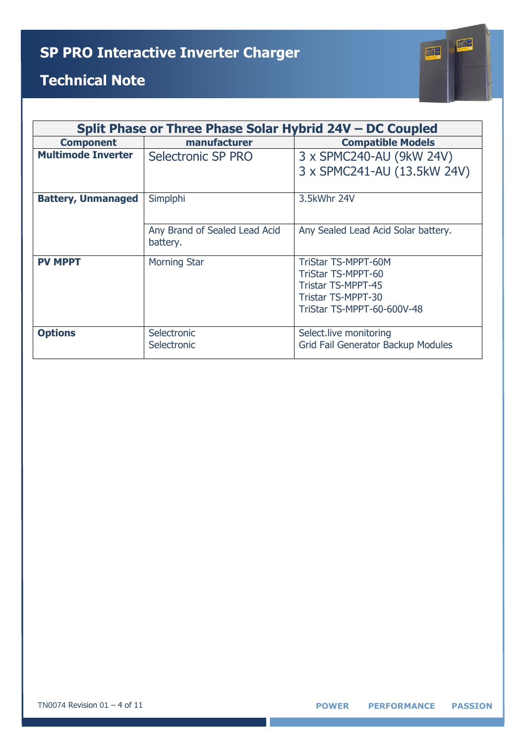# SP PRO Interactive Inverter Charger

## Technical Note

| Split Phase or Three Phase Solar Hybrid 24V – DC Coupled | | |
|---|---|---|
| **Component** | **manufacturer** | **Compatible Models** |
| **Multimode Inverter** | Selectronic SP PRO | 3 x SPMC240-AU (9kW 24V)<br>3 x SPMC241-AU (13.5kW 24V) |
| **Battery, Unmanaged** | Simplphi | 3.5kWhr 24V |
| | Any Brand of Sealed Lead Acid battery. | Any Sealed Lead Acid Solar battery. |
| **PV MPPT** | Morning Star | TriStar TS-MPPT-60M<br>TriStar TS-MPPT-60<br>Tristar TS-MPPT-45<br>Tristar TS-MPPT-30<br>TriStar TS-MPPT-60-600V-48 |
| **Options** | Selectronic<br>Selectronic | Select.live monitoring<br>Grid Fail Generator Backup Modules |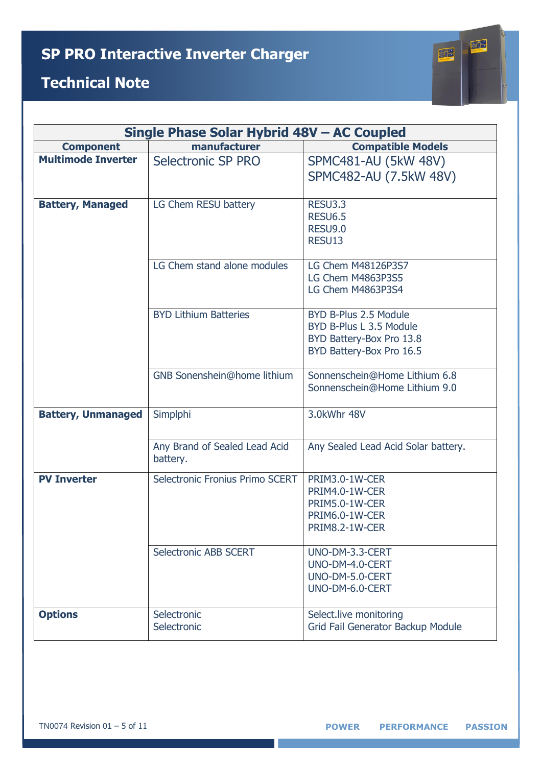# SP PRO Interactive Inverter Charger

## Technical Note

| Single Phase Solar Hybrid 48V – AC Coupled | | |
|---|---|---|
| **Component** | **manufacturer** | **Compatible Models** |
| **Multimode Inverter** | Selectronic SP PRO | SPMC481-AU (5kW 48V)<br>SPMC482-AU (7.5kW 48V) |
| **Battery, Managed** | LG Chem RESU battery | RESU3.3<br>RESU6.5<br>RESU9.0<br>RESU13 |
| | LG Chem stand alone modules | LG Chem M48126P3S7<br>LG Chem M4863P3S5<br>LG Chem M4863P3S4 |
| | BYD Lithium Batteries | BYD B-Plus 2.5 Module<br>BYD B-Plus L 3.5 Module<br>BYD Battery-Box Pro 13.8<br>BYD Battery-Box Pro 16.5 |
| | GNB Sonenshein@home lithium | Sonnenschein@Home Lithium 6.8<br>Sonnenschein@Home Lithium 9.0 |
| **Battery, Unmanaged** | Simplphi | 3.0kWhr 48V |
| | Any Brand of Sealed Lead Acid battery. | Any Sealed Lead Acid Solar battery. |
| **PV Inverter** | Selectronic Fronius Primo SCERT | PRIM3.0-1W-CER<br>PRIM4.0-1W-CER<br>PRIM5.0-1W-CER<br>PRIM6.0-1W-CER<br>PRIM8.2-1W-CER |
| | Selectronic ABB SCERT | UNO-DM-3.3-CERT<br>UNO-DM-4.0-CERT<br>UNO-DM-5.0-CERT<br>UNO-DM-6.0-CERT |
| **Options** | Selectronic<br>Selectronic | Select.live monitoring<br>Grid Fail Generator Backup Module |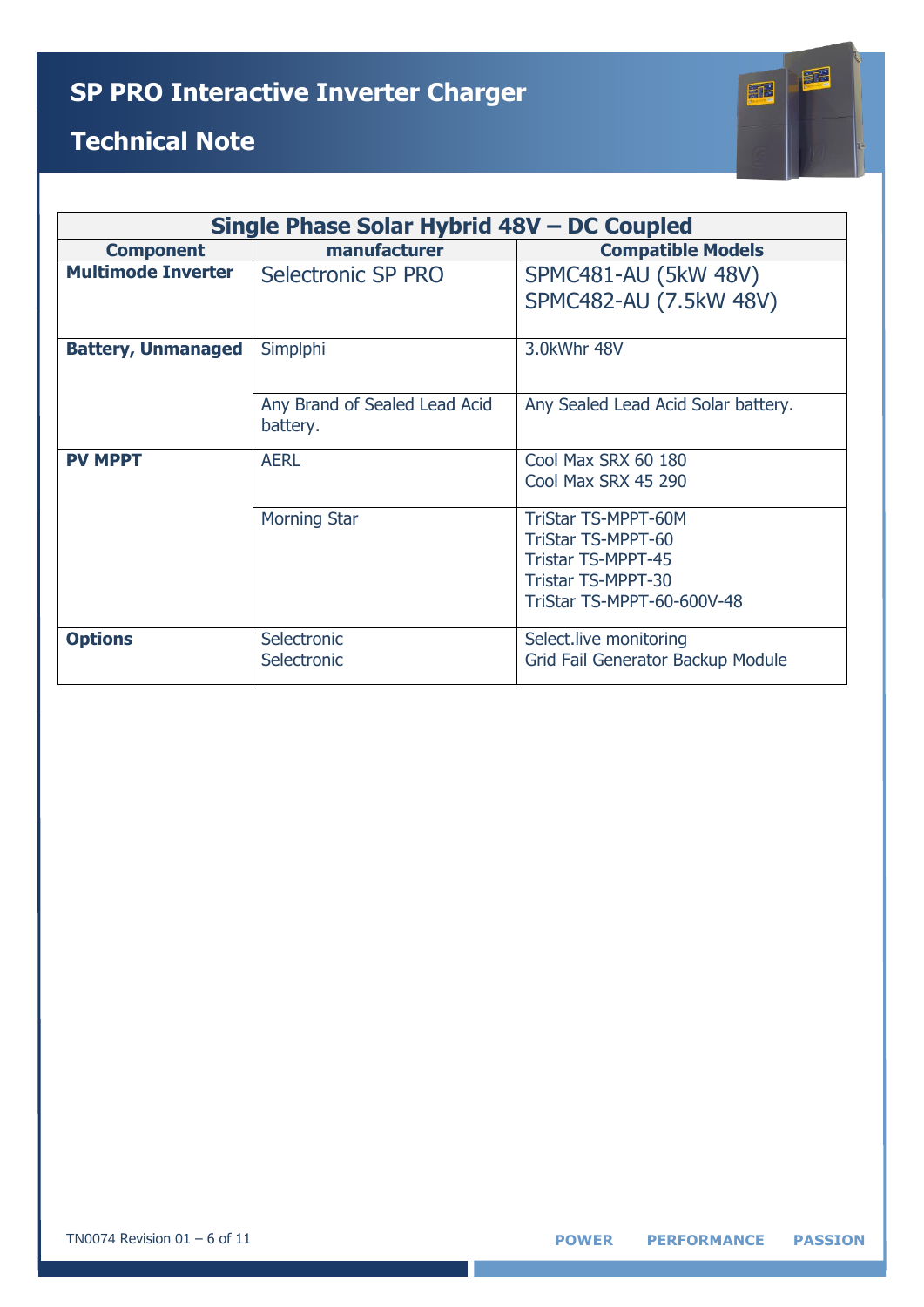# SP PRO Interactive Inverter Charger

## Technical Note

| Single Phase Solar Hybrid 48V – DC Coupled | | |
|---|---|---|
| **Component** | **manufacturer** | **Compatible Models** |
| **Multimode Inverter** | Selectronic SP PRO | SPMC481-AU (5kW 48V)<br>SPMC482-AU (7.5kW 48V) |
| **Battery, Unmanaged** | Simplphi | 3.0kWhr 48V |
| | Any Brand of Sealed Lead Acid battery. | Any Sealed Lead Acid Solar battery. |
| **PV MPPT** | AERL | Cool Max SRX 60 180<br>Cool Max SRX 45 290 |
| | Morning Star | TriStar TS-MPPT-60M<br>TriStar TS-MPPT-60<br>Tristar TS-MPPT-45<br>Tristar TS-MPPT-30<br>TriStar TS-MPPT-60-600V-48 |
| **Options** | Selectronic<br>Selectronic | Select.live monitoring<br>Grid Fail Generator Backup Module |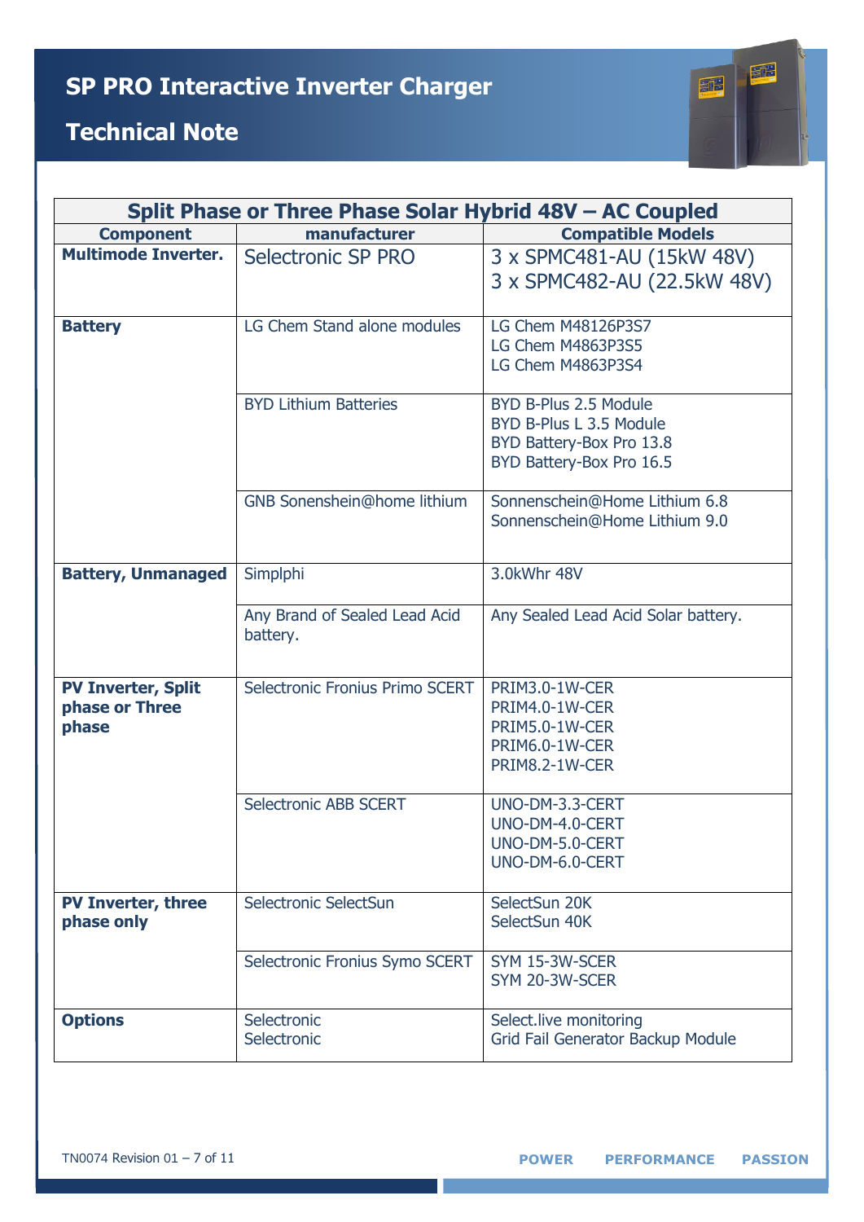# SP PRO Interactive Inverter Charger

## Technical Note

| Split Phase or Three Phase Solar Hybrid 48V – AC Coupled | | |
|---|---|---|
| **Component** | **manufacturer** | **Compatible Models** |
| **Multimode Inverter.** | Selectronic SP PRO | 3 x SPMC481-AU (15kW 48V)<br>3 x SPMC482-AU (22.5kW 48V) |
| **Battery** | LG Chem Stand alone modules | LG Chem M48126P3S7<br>LG Chem M4863P3S5<br>LG Chem M4863P3S4 |
| | BYD Lithium Batteries | BYD B-Plus 2.5 Module<br>BYD B-Plus L 3.5 Module<br>BYD Battery-Box Pro 13.8<br>BYD Battery-Box Pro 16.5 |
| | GNB Sonenshein@home lithium | Sonnenschein@Home Lithium 6.8<br>Sonnenschein@Home Lithium 9.0 |
| **Battery, Unmanaged** | Simplphi | 3.0kWhr 48V |
| | Any Brand of Sealed Lead Acid battery. | Any Sealed Lead Acid Solar battery. |
| **PV Inverter, Split phase or Three phase** | Selectronic Fronius Primo SCERT | PRIM3.0-1W-CER<br>PRIM4.0-1W-CER<br>PRIM5.0-1W-CER<br>PRIM6.0-1W-CER<br>PRIM8.2-1W-CER |
| | Selectronic ABB SCERT | UNO-DM-3.3-CERT<br>UNO-DM-4.0-CERT<br>UNO-DM-5.0-CERT<br>UNO-DM-6.0-CERT |
| **PV Inverter, three phase only** | Selectronic SelectSun | SelectSun 20K<br>SelectSun 40K |
| | Selectronic Fronius Symo SCERT | SYM 15-3W-SCER<br>SYM 20-3W-SCER |
| **Options** | Selectronic<br>Selectronic | Select.live monitoring<br>Grid Fail Generator Backup Module |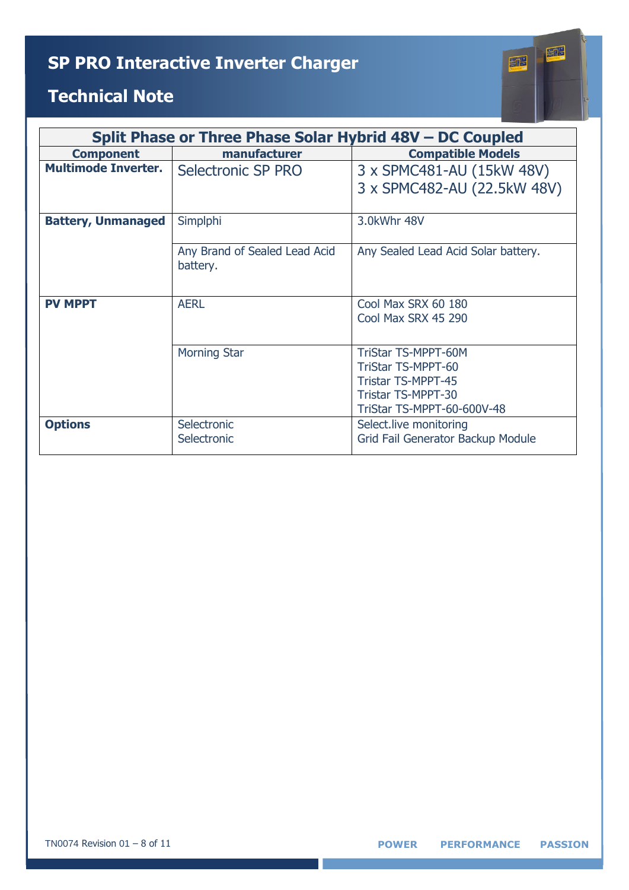# SP PRO Interactive Inverter Charger

## Technical Note

| Split Phase or Three Phase Solar Hybrid 48V – DC Coupled | | |
|---|---|---|
| **Component** | **manufacturer** | **Compatible Models** |
| **Multimode Inverter.** | Selectronic SP PRO | 3 x SPMC481-AU (15kW 48V)<br>3 x SPMC482-AU (22.5kW 48V) |
| **Battery, Unmanaged** | Simplphi | 3.0kWhr 48V |
| | Any Brand of Sealed Lead Acid battery. | Any Sealed Lead Acid Solar battery. |
| **PV MPPT** | AERL | Cool Max SRX 60 180<br>Cool Max SRX 45 290 |
| | Morning Star | TriStar TS-MPPT-60M<br>TriStar TS-MPPT-60<br>Tristar TS-MPPT-45<br>Tristar TS-MPPT-30<br>TriStar TS-MPPT-60-600V-48 |
| **Options** | Selectronic<br>Selectronic | Select.live monitoring<br>Grid Fail Generator Backup Module |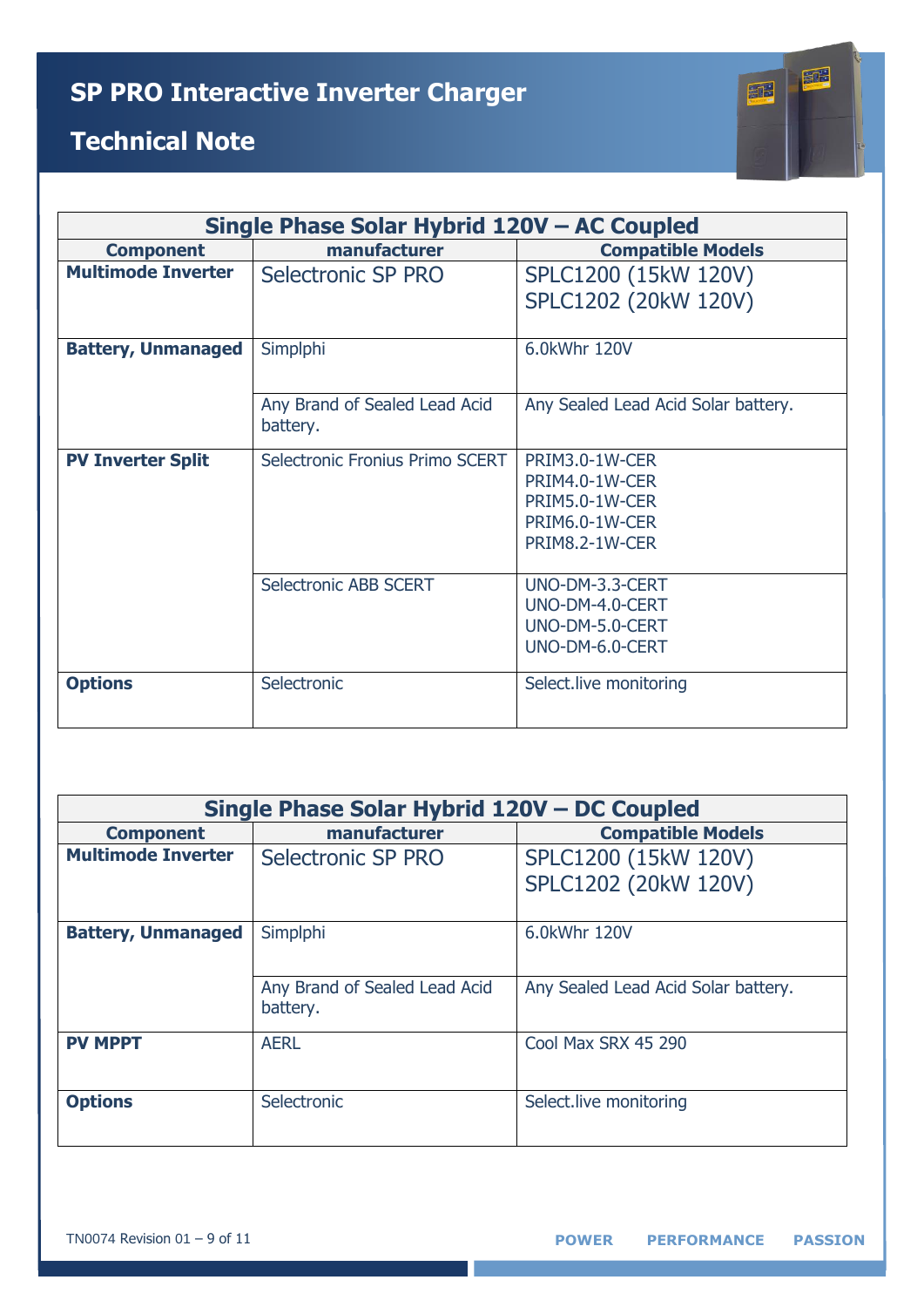| Single Phase Solar Hybrid 120V – AC Coupled | | |
|---|---|---|
| **Component** | **manufacturer** | **Compatible Models** |
| **Multimode Inverter** | Selectronic SP PRO | SPLC1200 (15kW 120V)<br>SPLC1202 (20kW 120V) |
| **Battery, Unmanaged** | Simplphi | 6.0kWhr 120V |
| | Any Brand of Sealed Lead Acid battery. | Any Sealed Lead Acid Solar battery. |
| **PV Inverter Split** | Selectronic Fronius Primo SCERT | PRIM3.0-1W-CER<br>PRIM4.0-1W-CER<br>PRIM5.0-1W-CER<br>PRIM6.0-1W-CER<br>PRIM8.2-1W-CER |
| | Selectronic ABB SCERT | UNO-DM-3.3-CERT<br>UNO-DM-4.0-CERT<br>UNO-DM-5.0-CERT<br>UNO-DM-6.0-CERT |
| **Options** | Selectronic | Select.live monitoring |

| Single Phase Solar Hybrid 120V – DC Coupled | | |
|---|---|---|
| **Component** | **manufacturer** | **Compatible Models** |
| **Multimode Inverter** | Selectronic SP PRO | SPLC1200 (15kW 120V)<br>SPLC1202 (20kW 120V) |
| **Battery, Unmanaged** | Simplphi | 6.0kWhr 120V |
| | Any Brand of Sealed Lead Acid battery. | Any Sealed Lead Acid Solar battery. |
| **PV MPPT** | AERL | Cool Max SRX 45 290 |
| **Options** | Selectronic | Select.live monitoring |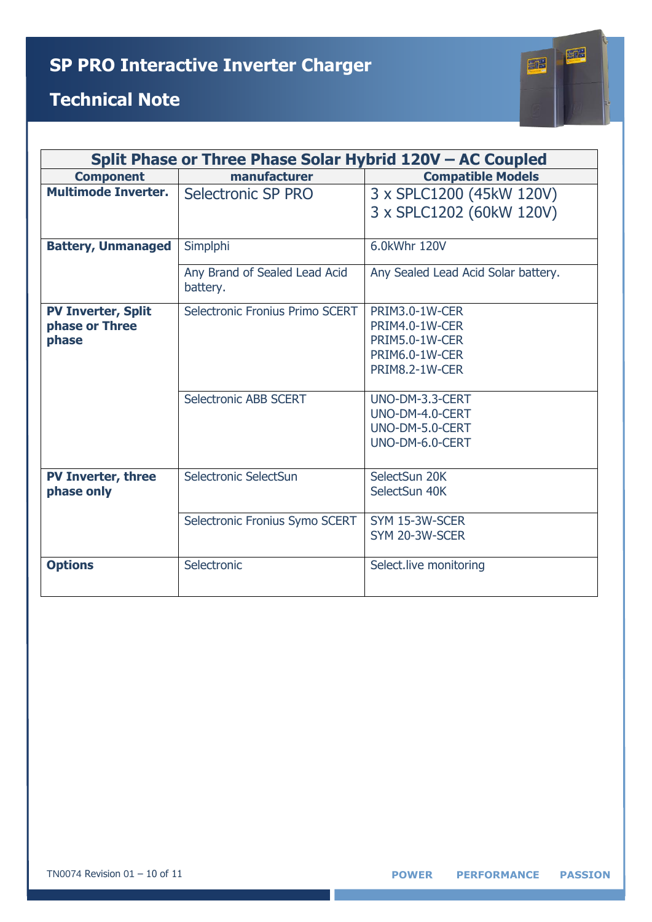# SP PRO Interactive Inverter Charger

## Technical Note

| Split Phase or Three Phase Solar Hybrid 120V – AC Coupled | | |
|---|---|---|
| **Component** | **manufacturer** | **Compatible Models** |
| **Multimode Inverter.** | Selectronic SP PRO | 3 x SPLC1200 (45kW 120V)<br>3 x SPLC1202 (60kW 120V) |
| **Battery, Unmanaged** | Simplphi | 6.0kWhr 120V |
| | Any Brand of Sealed Lead Acid battery. | Any Sealed Lead Acid Solar battery. |
| **PV Inverter, Split phase or Three phase** | Selectronic Fronius Primo SCERT | PRIM3.0-1W-CER<br>PRIM4.0-1W-CER<br>PRIM5.0-1W-CER<br>PRIM6.0-1W-CER<br>PRIM8.2-1W-CER |
| | Selectronic ABB SCERT | UNO-DM-3.3-CERT<br>UNO-DM-4.0-CERT<br>UNO-DM-5.0-CERT<br>UNO-DM-6.0-CERT |
| **PV Inverter, three phase only** | Selectronic SelectSun | SelectSun 20K<br>SelectSun 40K |
| | Selectronic Fronius Symo SCERT | SYM 15-3W-SCER<br>SYM 20-3W-SCER |
| **Options** | Selectronic | Select.live monitoring |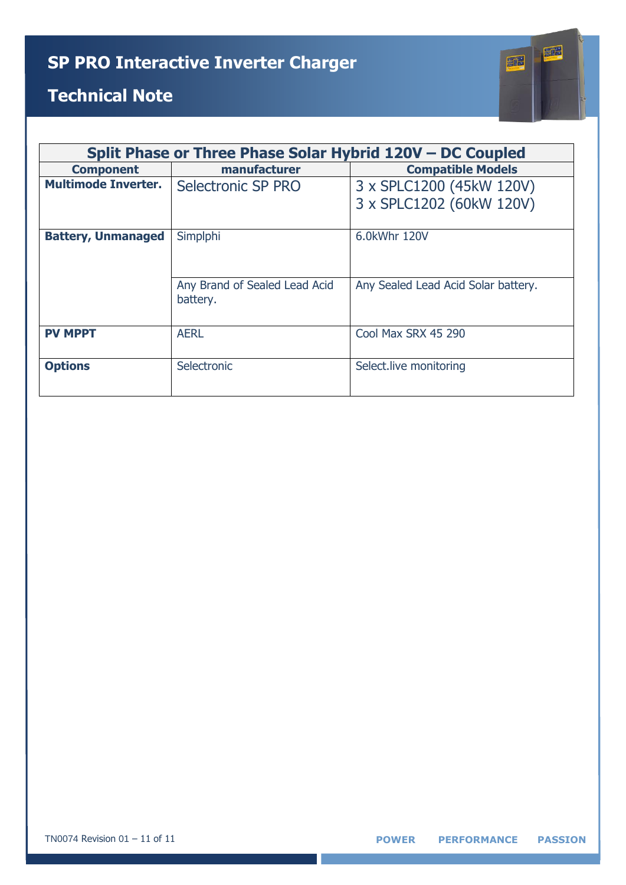# SP PRO Interactive Inverter Charger

## Technical Note

| Split Phase or Three Phase Solar Hybrid 120V – DC Coupled | | |
|---|---|---|
| **Component** | **manufacturer** | **Compatible Models** |
| **Multimode Inverter.** | Selectronic SP PRO | 3 x SPLC1200 (45kW 120V)<br>3 x SPLC1202 (60kW 120V) |
| **Battery, Unmanaged** | Simplphi | 6.0kWhr 120V |
| | Any Brand of Sealed Lead Acid battery. | Any Sealed Lead Acid Solar battery. |
| **PV MPPT** | AERL | Cool Max SRX 45 290 |
| **Options** | Selectronic | Select.live monitoring |